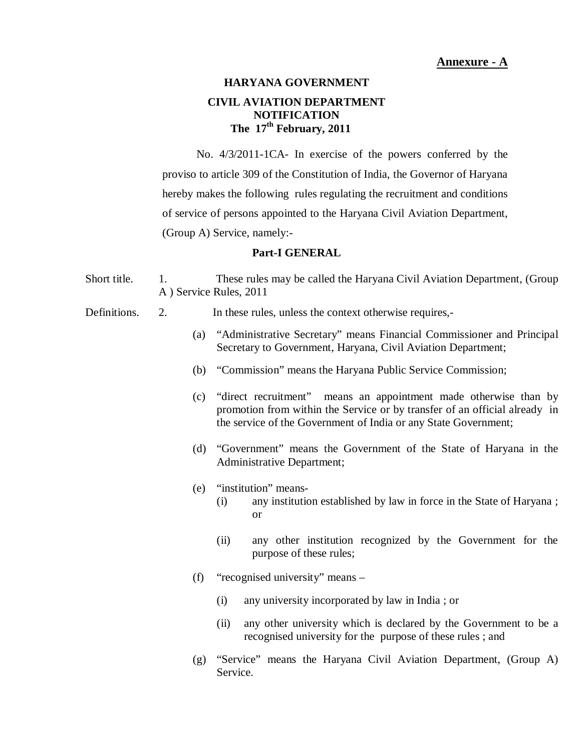**Annexure - A**

**HARYANA GOVERNMENT**

**CIVIL AVIATION DEPARTMENT**
**NOTIFICATION**
**The 17th February, 2011**

No. 4/3/2011-1CA- In exercise of the powers conferred by the proviso to article 309 of the Constitution of India, the Governor of Haryana hereby makes the following rules regulating the recruitment and conditions of service of persons appointed to the Haryana Civil Aviation Department, (Group A) Service, namely:-

## Part-I GENERAL

Short title. 1. These rules may be called the Haryana Civil Aviation Department, (Group A ) Service Rules, 2011

Definitions. 2. In these rules, unless the context otherwise requires,-

(a) "Administrative Secretary" means Financial Commissioner and Principal Secretary to Government, Haryana, Civil Aviation Department;

(b) "Commission" means the Haryana Public Service Commission;

(c) "direct recruitment" means an appointment made otherwise than by promotion from within the Service or by transfer of an official already in the service of the Government of India or any State Government;

(d) "Government" means the Government of the State of Haryana in the Administrative Department;

(e) "institution" means-

(i) any institution established by law in force in the State of Haryana ; or

(ii) any other institution recognized by the Government for the purpose of these rules;

(f) "recognised university" means –

(i) any university incorporated by law in India ; or

(ii) any other university which is declared by the Government to be a recognised university for the purpose of these rules ; and

(g) "Service" means the Haryana Civil Aviation Department, (Group A) Service.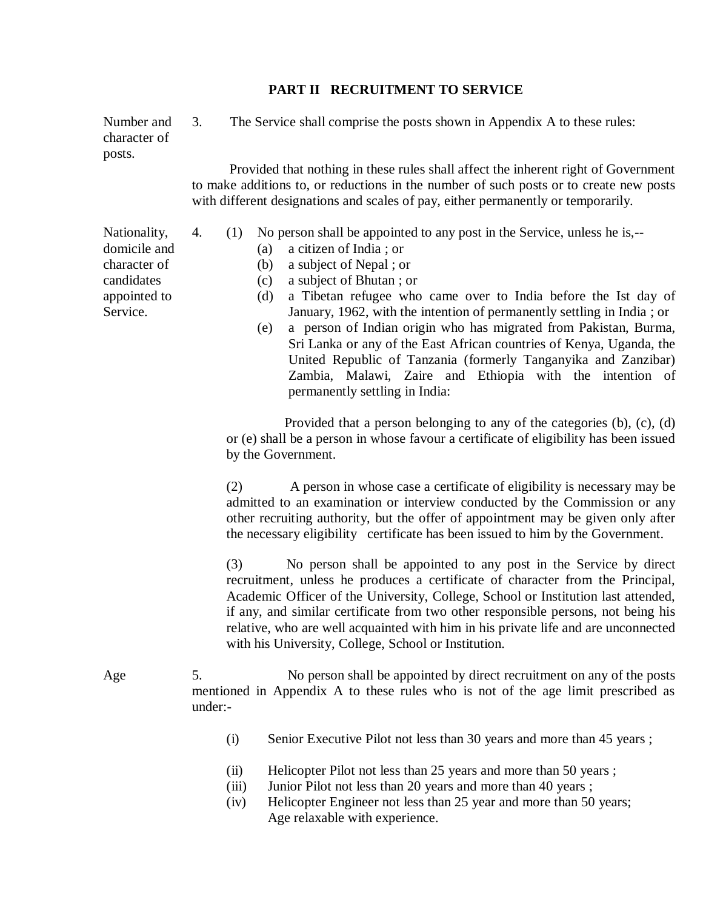## PART II RECRUITMENT TO SERVICE

**Number and character of posts.**

3. The Service shall comprise the posts shown in Appendix A to these rules:

Provided that nothing in these rules shall affect the inherent right of Government to make additions to, or reductions in the number of such posts or to create new posts with different designations and scales of pay, either permanently or temporarily.

**Nationality, domicile and character of candidates appointed to Service.**

4. (1) No person shall be appointed to any post in the Service, unless he is,--

   (a) a citizen of India ; or
   (b) a subject of Nepal ; or
   (c) a subject of Bhutan ; or
   (d) a Tibetan refugee who came over to India before the Ist day of January, 1962, with the intention of permanently settling in India ; or
   (e) a person of Indian origin who has migrated from Pakistan, Burma, Sri Lanka or any of the East African countries of Kenya, Uganda, the United Republic of Tanzania (formerly Tanganyika and Zanzibar) Zambia, Malawi, Zaire and Ethiopia with the intention of permanently settling in India:

Provided that a person belonging to any of the categories (b), (c), (d) or (e) shall be a person in whose favour a certificate of eligibility has been issued by the Government.

(2) A person in whose case a certificate of eligibility is necessary may be admitted to an examination or interview conducted by the Commission or any other recruiting authority, but the offer of appointment may be given only after the necessary eligibility certificate has been issued to him by the Government.

(3) No person shall be appointed to any post in the Service by direct recruitment, unless he produces a certificate of character from the Principal, Academic Officer of the University, College, School or Institution last attended, if any, and similar certificate from two other responsible persons, not being his relative, who are well acquainted with him in his private life and are unconnected with his University, College, School or Institution.

**Age**

5. No person shall be appointed by direct recruitment on any of the posts mentioned in Appendix A to these rules who is not of the age limit prescribed as under:-

   (i) Senior Executive Pilot not less than 30 years and more than 45 years ;
   (ii) Helicopter Pilot not less than 25 years and more than 50 years ;
   (iii) Junior Pilot not less than 20 years and more than 40 years ;
   (iv) Helicopter Engineer not less than 25 year and more than 50 years; Age relaxable with experience.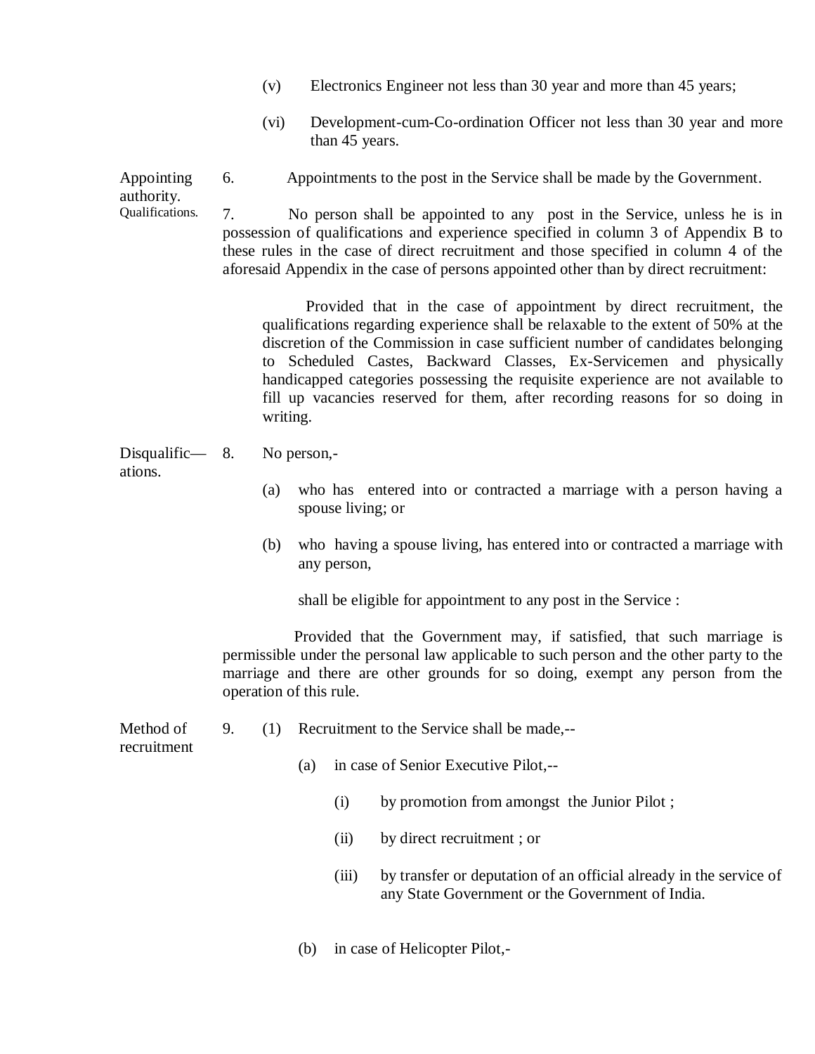(v) Electronics Engineer not less than 30 year and more than 45 years;

(vi) Development-cum-Co-ordination Officer not less than 30 year and more than 45 years.

**Appointing authority.**

6. Appointments to the post in the Service shall be made by the Government.

**Qualifications.**

7. No person shall be appointed to any post in the Service, unless he is in possession of qualifications and experience specified in column 3 of Appendix B to these rules in the case of direct recruitment and those specified in column 4 of the aforesaid Appendix in the case of persons appointed other than by direct recruitment:

Provided that in the case of appointment by direct recruitment, the qualifications regarding experience shall be relaxable to the extent of 50% at the discretion of the Commission in case sufficient number of candidates belonging to Scheduled Castes, Backward Classes, Ex-Servicemen and physically handicapped categories possessing the requisite experience are not available to fill up vacancies reserved for them, after recording reasons for so doing in writing.

**Disqualifications.**

8. No person,-

(a) who has entered into or contracted a marriage with a person having a spouse living; or

(b) who having a spouse living, has entered into or contracted a marriage with any person,

shall be eligible for appointment to any post in the Service :

Provided that the Government may, if satisfied, that such marriage is permissible under the personal law applicable to such person and the other party to the marriage and there are other grounds for so doing, exempt any person from the operation of this rule.

**Method of recruitment**

9. (1) Recruitment to the Service shall be made,--

(a) in case of Senior Executive Pilot,--

(i) by promotion from amongst the Junior Pilot ;

(ii) by direct recruitment ; or

(iii) by transfer or deputation of an official already in the service of any State Government or the Government of India.

(b) in case of Helicopter Pilot,-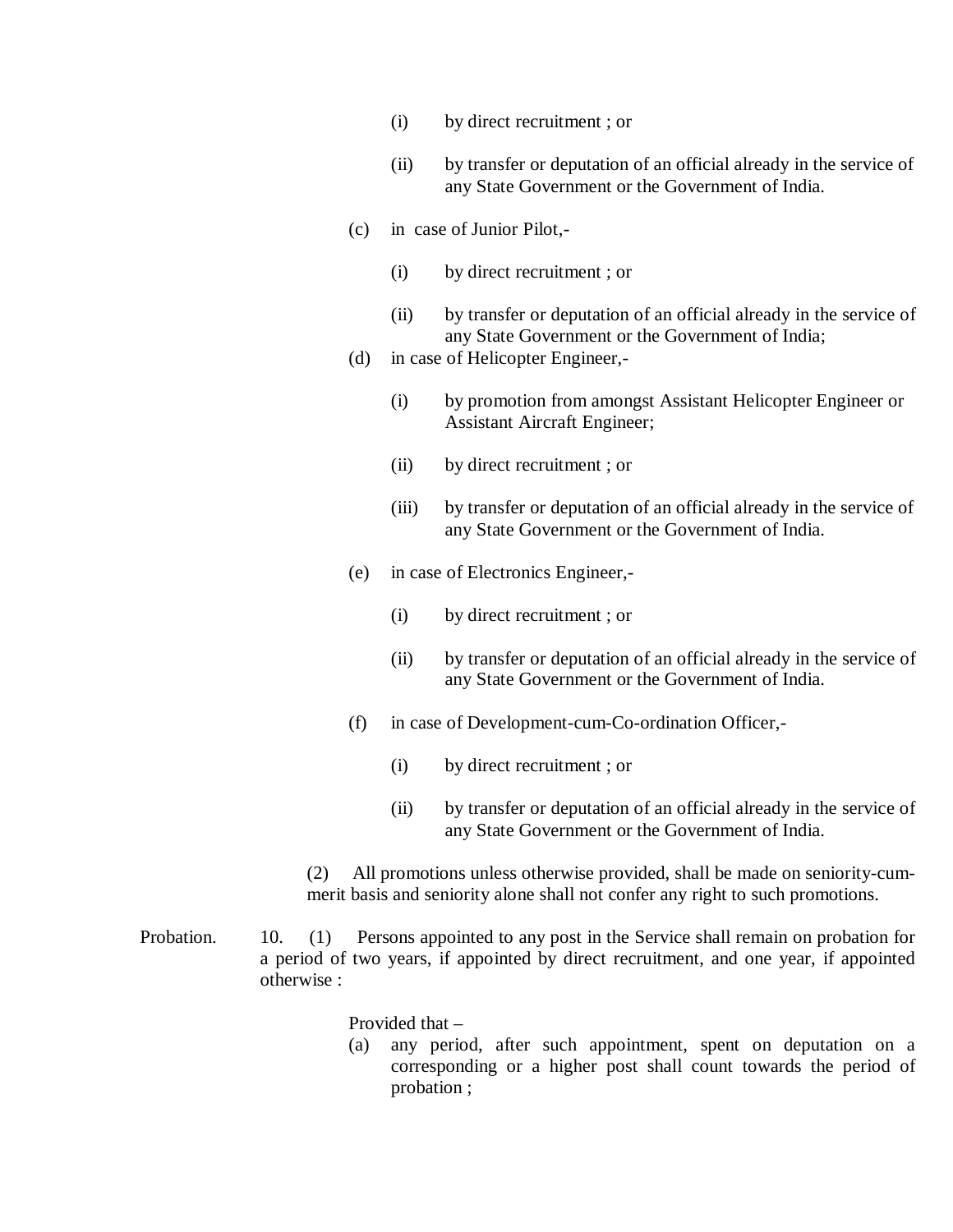(i) by direct recruitment ; or

(ii) by transfer or deputation of an official already in the service of any State Government or the Government of India.

(c) in case of Junior Pilot,-

(i) by direct recruitment ; or

(ii) by transfer or deputation of an official already in the service of any State Government or the Government of India;

(d) in case of Helicopter Engineer,-

(i) by promotion from amongst Assistant Helicopter Engineer or Assistant Aircraft Engineer;

(ii) by direct recruitment ; or

(iii) by transfer or deputation of an official already in the service of any State Government or the Government of India.

(e) in case of Electronics Engineer,-

(i) by direct recruitment ; or

(ii) by transfer or deputation of an official already in the service of any State Government or the Government of India.

(f) in case of Development-cum-Co-ordination Officer,-

(i) by direct recruitment ; or

(ii) by transfer or deputation of an official already in the service of any State Government or the Government of India.

(2) All promotions unless otherwise provided, shall be made on seniority-cum-merit basis and seniority alone shall not confer any right to such promotions.

Probation.

10. (1) Persons appointed to any post in the Service shall remain on probation for a period of two years, if appointed by direct recruitment, and one year, if appointed otherwise :

Provided that –

(a) any period, after such appointment, spent on deputation on a corresponding or a higher post shall count towards the period of probation ;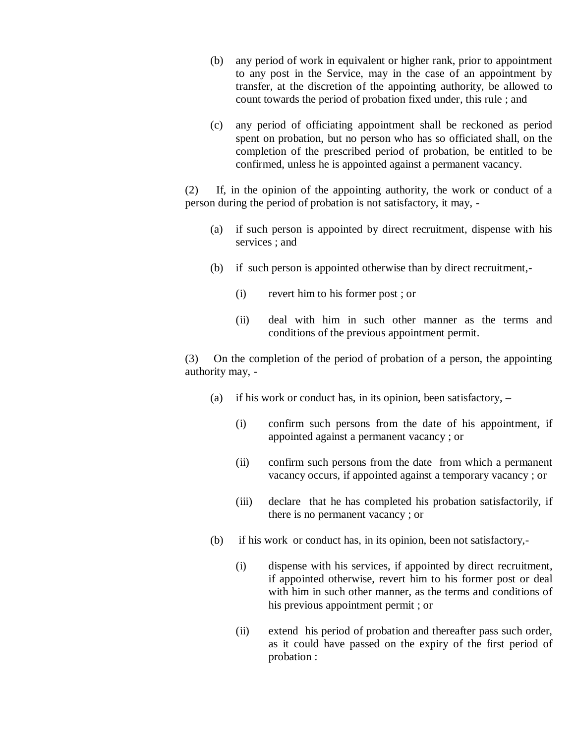(b) any period of work in equivalent or higher rank, prior to appointment to any post in the Service, may in the case of an appointment by transfer, at the discretion of the appointing authority, be allowed to count towards the period of probation fixed under, this rule ; and

(c) any period of officiating appointment shall be reckoned as period spent on probation, but no person who has so officiated shall, on the completion of the prescribed period of probation, be entitled to be confirmed, unless he is appointed against a permanent vacancy.

(2) If, in the opinion of the appointing authority, the work or conduct of a person during the period of probation is not satisfactory, it may, -

(a) if such person is appointed by direct recruitment, dispense with his services ; and

(b) if such person is appointed otherwise than by direct recruitment,-

(i) revert him to his former post ; or

(ii) deal with him in such other manner as the terms and conditions of the previous appointment permit.

(3) On the completion of the period of probation of a person, the appointing authority may, -

(a) if his work or conduct has, in its opinion, been satisfactory, –

(i) confirm such persons from the date of his appointment, if appointed against a permanent vacancy ; or

(ii) confirm such persons from the date from which a permanent vacancy occurs, if appointed against a temporary vacancy ; or

(iii) declare that he has completed his probation satisfactorily, if there is no permanent vacancy ; or

(b) if his work or conduct has, in its opinion, been not satisfactory,-

(i) dispense with his services, if appointed by direct recruitment, if appointed otherwise, revert him to his former post or deal with him in such other manner, as the terms and conditions of his previous appointment permit ; or

(ii) extend his period of probation and thereafter pass such order, as it could have passed on the expiry of the first period of probation :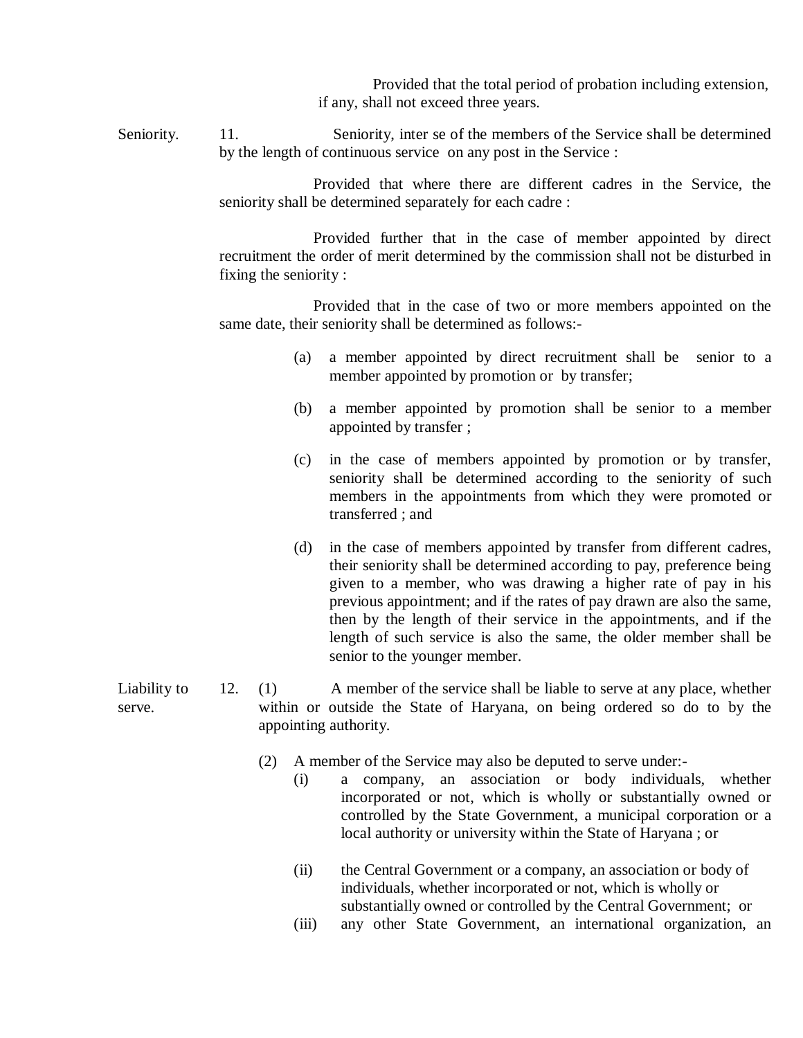Provided that the total period of probation including extension, if any, shall not exceed three years.

Seniority. 11. Seniority, inter se of the members of the Service shall be determined by the length of continuous service on any post in the Service :

Provided that where there are different cadres in the Service, the seniority shall be determined separately for each cadre :

Provided further that in the case of member appointed by direct recruitment the order of merit determined by the commission shall not be disturbed in fixing the seniority :

Provided that in the case of two or more members appointed on the same date, their seniority shall be determined as follows:-

(a) a member appointed by direct recruitment shall be senior to a member appointed by promotion or by transfer;

(b) a member appointed by promotion shall be senior to a member appointed by transfer ;

(c) in the case of members appointed by promotion or by transfer, seniority shall be determined according to the seniority of such members in the appointments from which they were promoted or transferred ; and

(d) in the case of members appointed by transfer from different cadres, their seniority shall be determined according to pay, preference being given to a member, who was drawing a higher rate of pay in his previous appointment; and if the rates of pay drawn are also the same, then by the length of their service in the appointments, and if the length of such service is also the same, the older member shall be senior to the younger member.

Liability to serve. 12. (1) A member of the service shall be liable to serve at any place, whether within or outside the State of Haryana, on being ordered so do to by the appointing authority.

(2) A member of the Service may also be deputed to serve under:-

(i) a company, an association or body individuals, whether incorporated or not, which is wholly or substantially owned or controlled by the State Government, a municipal corporation or a local authority or university within the State of Haryana ; or

(ii) the Central Government or a company, an association or body of individuals, whether incorporated or not, which is wholly or substantially owned or controlled by the Central Government; or

(iii) any other State Government, an international organization, an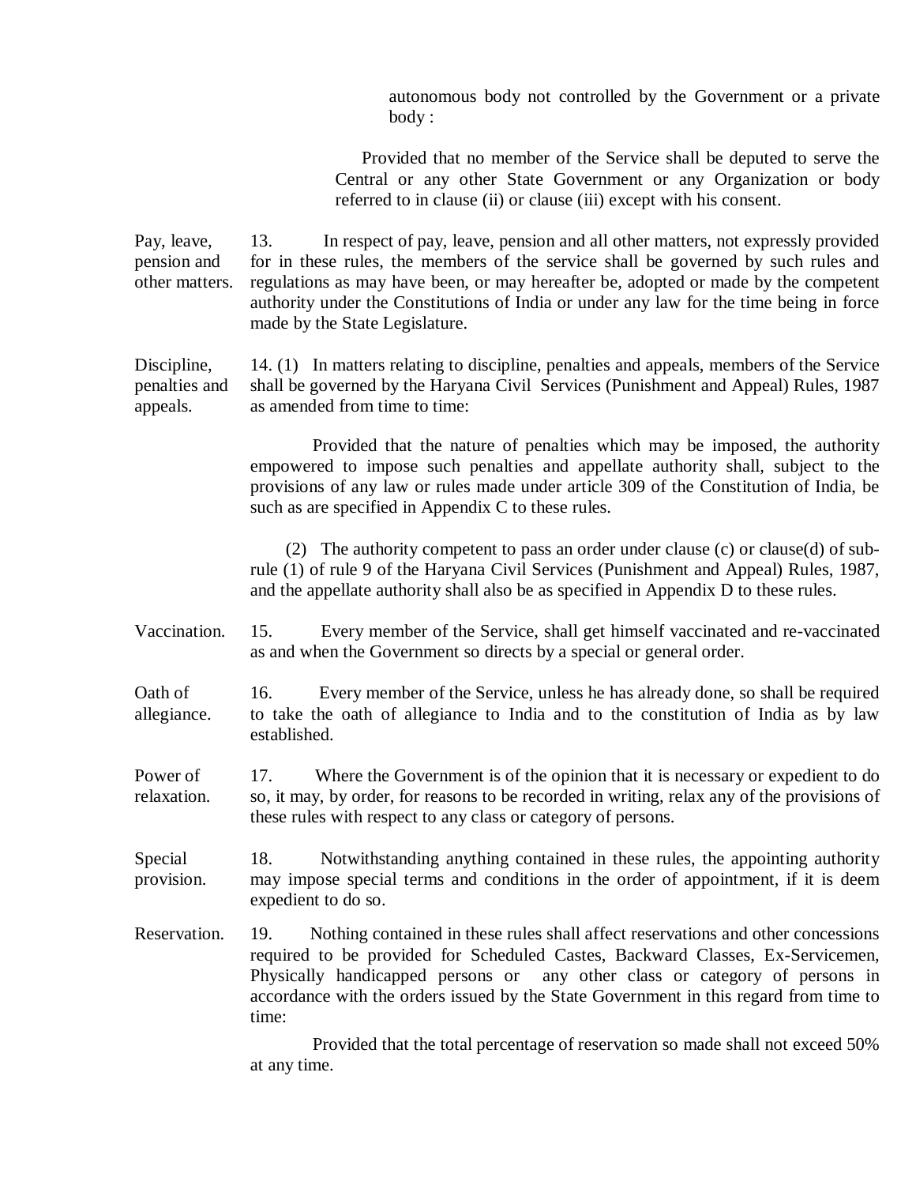autonomous body not controlled by the Government or a private body :

Provided that no member of the Service shall be deputed to serve the Central or any other State Government or any Organization or body referred to in clause (ii) or clause (iii) except with his consent.

**Pay, leave, pension and other matters.**

13. In respect of pay, leave, pension and all other matters, not expressly provided for in these rules, the members of the service shall be governed by such rules and regulations as may have been, or may hereafter be, adopted or made by the competent authority under the Constitutions of India or under any law for the time being in force made by the State Legislature.

**Discipline, penalties and appeals.**

14. (1) In matters relating to discipline, penalties and appeals, members of the Service shall be governed by the Haryana Civil Services (Punishment and Appeal) Rules, 1987 as amended from time to time:

Provided that the nature of penalties which may be imposed, the authority empowered to impose such penalties and appellate authority shall, subject to the provisions of any law or rules made under article 309 of the Constitution of India, be such as are specified in Appendix C to these rules.

(2) The authority competent to pass an order under clause (c) or clause(d) of sub-rule (1) of rule 9 of the Haryana Civil Services (Punishment and Appeal) Rules, 1987, and the appellate authority shall also be as specified in Appendix D to these rules.

**Vaccination.**

15. Every member of the Service, shall get himself vaccinated and re-vaccinated as and when the Government so directs by a special or general order.

**Oath of allegiance.**

16. Every member of the Service, unless he has already done, so shall be required to take the oath of allegiance to India and to the constitution of India as by law established.

**Power of relaxation.**

17. Where the Government is of the opinion that it is necessary or expedient to do so, it may, by order, for reasons to be recorded in writing, relax any of the provisions of these rules with respect to any class or category of persons.

**Special provision.**

18. Notwithstanding anything contained in these rules, the appointing authority may impose special terms and conditions in the order of appointment, if it is deem expedient to do so.

**Reservation.**

19. Nothing contained in these rules shall affect reservations and other concessions required to be provided for Scheduled Castes, Backward Classes, Ex-Servicemen, Physically handicapped persons or any other class or category of persons in accordance with the orders issued by the State Government in this regard from time to time:

Provided that the total percentage of reservation so made shall not exceed 50% at any time.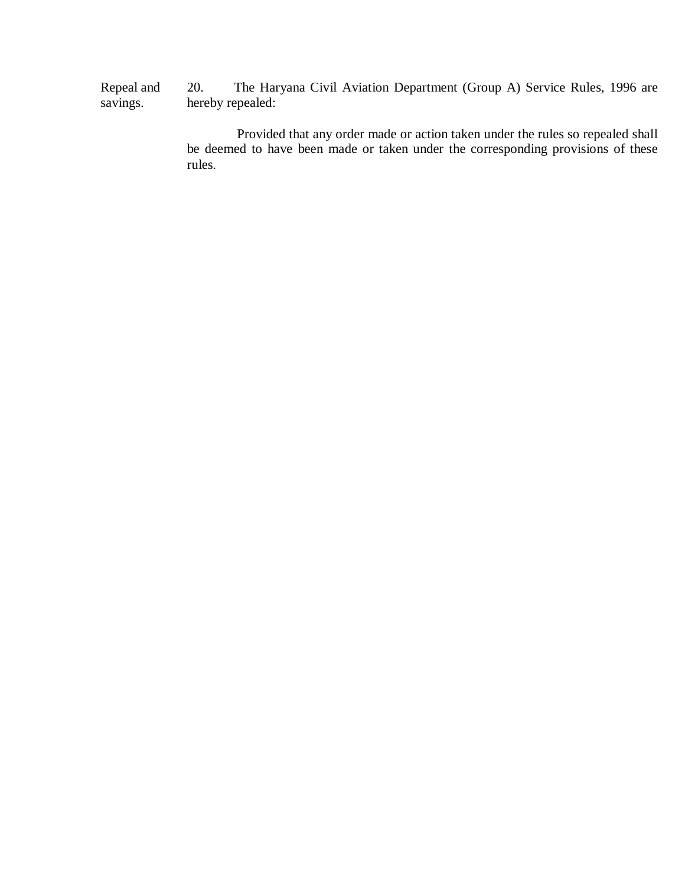Repeal and savings.

20. The Haryana Civil Aviation Department (Group A) Service Rules, 1996 are hereby repealed:

Provided that any order made or action taken under the rules so repealed shall be deemed to have been made or taken under the corresponding provisions of these rules.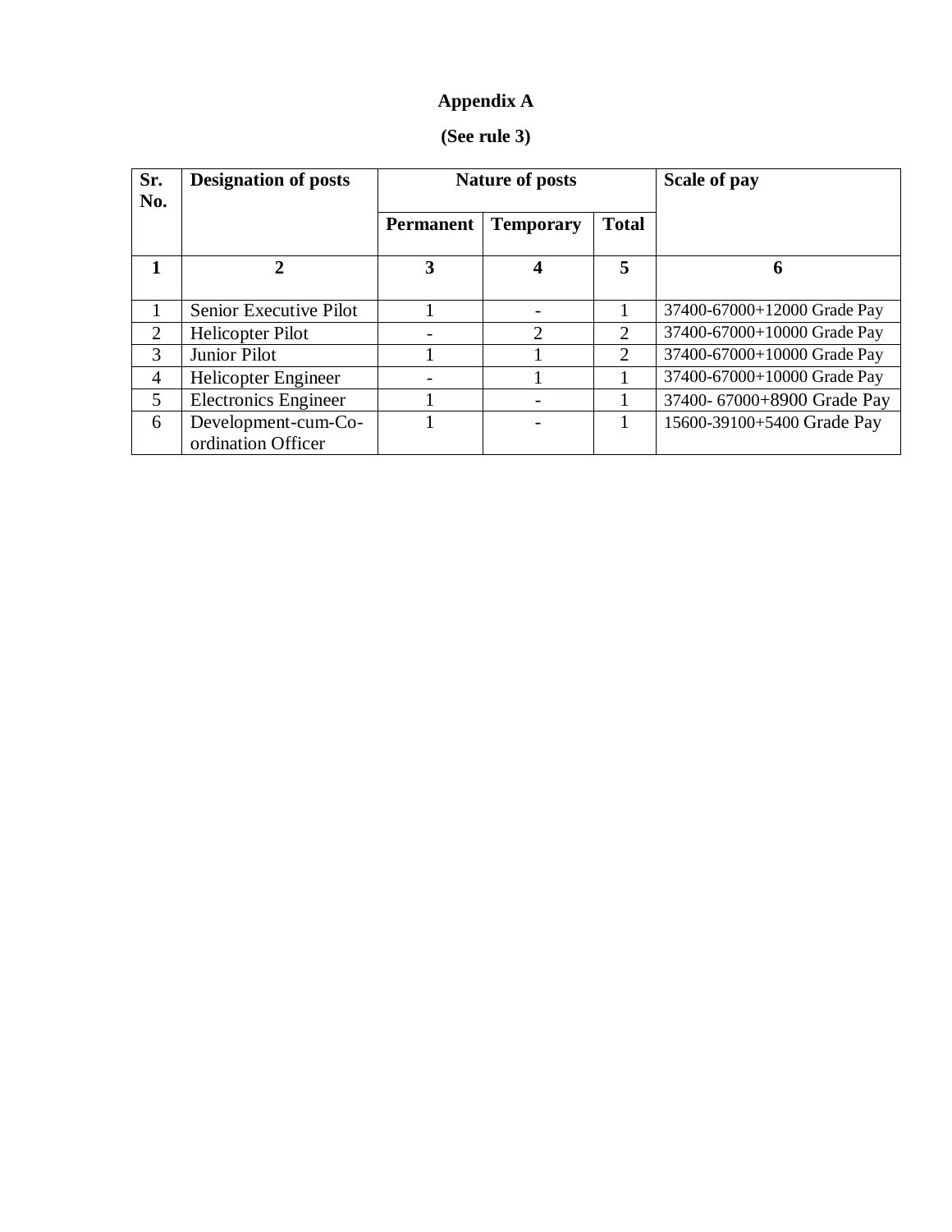**Appendix A**

**(See rule 3)**

| Sr. No. | Designation of posts | Nature of posts | | | Scale of pay |
|---|---|---|---|---|---|
| | | Permanent | Temporary | Total | |
| **1** | **2** | **3** | **4** | **5** | **6** |
| 1 | Senior Executive Pilot | 1 | - | 1 | 37400-67000+12000 Grade Pay |
| 2 | Helicopter Pilot | - | 2 | 2 | 37400-67000+10000 Grade Pay |
| 3 | Junior Pilot | 1 | 1 | 2 | 37400-67000+10000 Grade Pay |
| 4 | Helicopter Engineer | - | 1 | 1 | 37400-67000+10000 Grade Pay |
| 5 | Electronics Engineer | 1 | - | 1 | 37400- 67000+8900 Grade Pay |
| 6 | Development-cum-Co-ordination Officer | 1 | - | 1 | 15600-39100+5400 Grade Pay |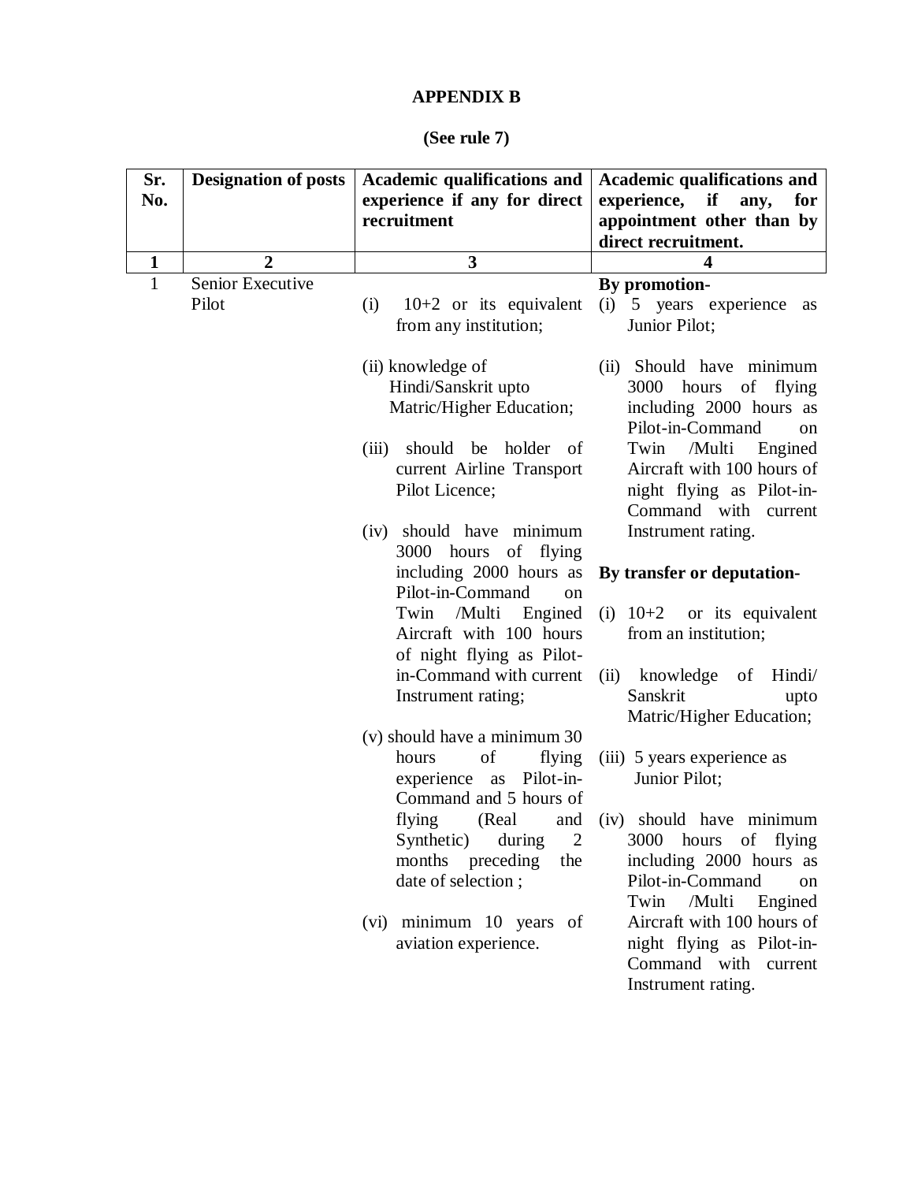**APPENDIX B**

**(See rule 7)**

| Sr. No. | Designation of posts | Academic qualifications and experience if any for direct recruitment | Academic qualifications and experience, if any, for appointment other than by direct recruitment. |
|---|---|---|---|
| **1** | **2** | **3** | **4** |
| 1 | Senior Executive Pilot | (i) 10+2 or its equivalent from any institution;<br><br>(ii) knowledge of Hindi/Sanskrit upto Matric/Higher Education;<br><br>(iii) should be holder of current Airline Transport Pilot Licence;<br><br>(iv) should have minimum 3000 hours of flying including 2000 hours as Pilot-in-Command on Twin /Multi Engined Aircraft with 100 hours of night flying as Pilot-in-Command with current Instrument rating;<br><br>(v) should have a minimum 30 hours of flying experience as Pilot-in-Command and 5 hours of flying (Real and Synthetic) during 2 months preceding the date of selection ;<br><br>(vi) minimum 10 years of aviation experience. | **By promotion-**<br>(i) 5 years experience as Junior Pilot;<br><br>(ii) Should have minimum 3000 hours of flying including 2000 hours as Pilot-in-Command on Twin /Multi Engined Aircraft with 100 hours of night flying as Pilot-in-Command with current Instrument rating.<br><br>**By transfer or deputation-**<br><br>(i) 10+2 or its equivalent from an institution;<br><br>(ii) knowledge of Hindi/ Sanskrit upto Matric/Higher Education;<br><br>(iii) 5 years experience as Junior Pilot;<br><br>(iv) should have minimum 3000 hours of flying including 2000 hours as Pilot-in-Command on Twin /Multi Engined Aircraft with 100 hours of night flying as Pilot-in-Command with current Instrument rating. |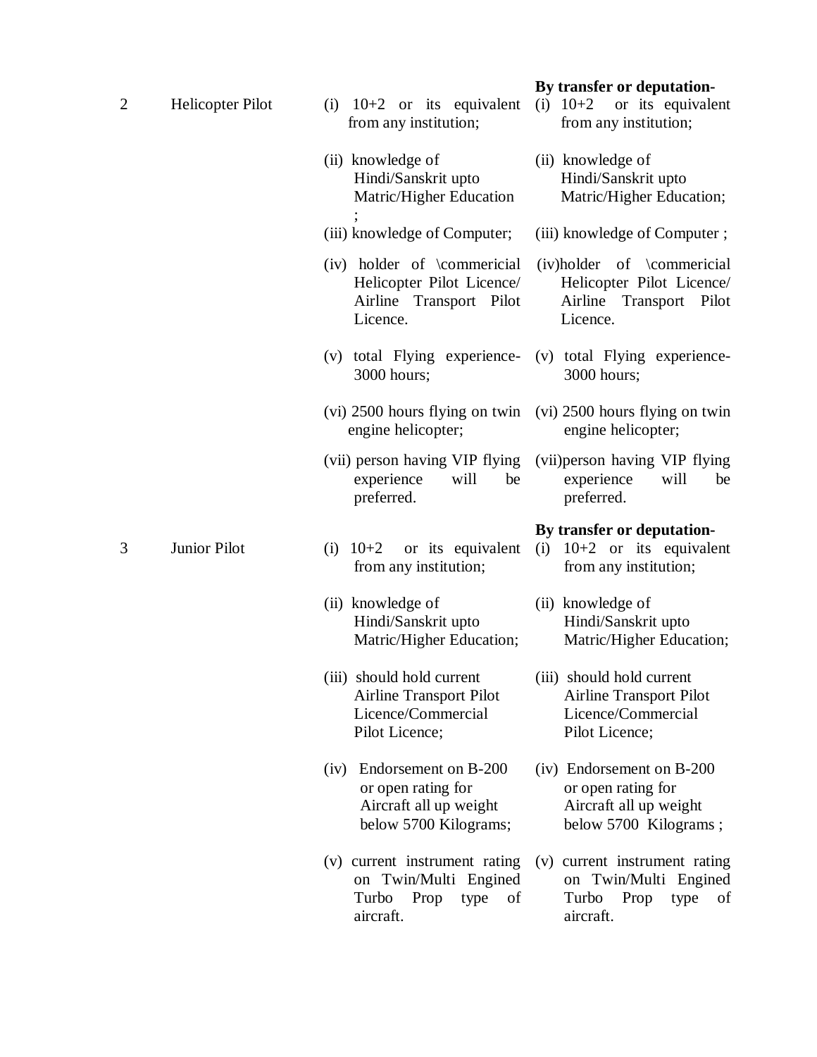| | | | |
|---|---|---|---|
| 2 | Helicopter Pilot | (i) 10+2 or its equivalent from any institution;<br>(ii) knowledge of Hindi/Sanskrit upto Matric/Higher Education ;<br>(iii) knowledge of Computer;<br>(iv) holder of \commericial Helicopter Pilot Licence/ Airline Transport Pilot Licence.<br>(v) total Flying experience- 3000 hours;<br>(vi) 2500 hours flying on twin engine helicopter;<br>(vii) person having VIP flying experience will be preferred. | **By transfer or deputation-**<br>(i) 10+2 or its equivalent from any institution;<br>(ii) knowledge of Hindi/Sanskrit upto Matric/Higher Education;<br>(iii) knowledge of Computer ;<br>(iv)holder of \commericial Helicopter Pilot Licence/ Airline Transport Pilot Licence.<br>(v) total Flying experience- 3000 hours;<br>(vi) 2500 hours flying on twin engine helicopter;<br>(vii)person having VIP flying experience will be preferred. |
| 3 | Junior Pilot | (i) 10+2 or its equivalent from any institution;<br>(ii) knowledge of Hindi/Sanskrit upto Matric/Higher Education;<br>(iii) should hold current Airline Transport Pilot Licence/Commercial Pilot Licence;<br>(iv) Endorsement on B-200 or open rating for Aircraft all up weight below 5700 Kilograms;<br>(v) current instrument rating on Twin/Multi Engined Turbo Prop type of aircraft. | **By transfer or deputation-**<br>(i) 10+2 or its equivalent from any institution;<br>(ii) knowledge of Hindi/Sanskrit upto Matric/Higher Education;<br>(iii) should hold current Airline Transport Pilot Licence/Commercial Pilot Licence;<br>(iv) Endorsement on B-200 or open rating for Aircraft all up weight below 5700 Kilograms ;<br>(v) current instrument rating on Twin/Multi Engined Turbo Prop type of aircraft. |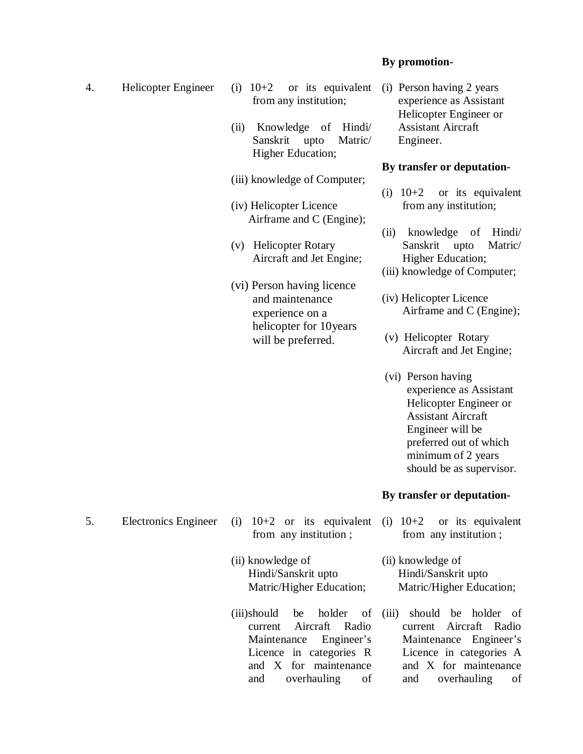| | | | By promotion- |
|---|---|---|---|
| 4. | Helicopter Engineer | (i) 10+2 or its equivalent from any institution;<br><br>(ii) Knowledge of Hindi/ Sanskrit upto Matric/ Higher Education;<br><br>(iii) knowledge of Computer;<br><br>(iv) Helicopter Licence Airframe and C (Engine);<br><br>(v) Helicopter Rotary Aircraft and Jet Engine;<br><br>(vi) Person having licence and maintenance experience on a helicopter for 10years will be preferred. | (i) Person having 2 years experience as Assistant Helicopter Engineer or Assistant Aircraft Engineer.<br><br>**By transfer or deputation-**<br><br>(i) 10+2 or its equivalent from any institution;<br><br>(ii) knowledge of Hindi/ Sanskrit upto Matric/ Higher Education;<br>(iii) knowledge of Computer;<br><br>(iv) Helicopter Licence Airframe and C (Engine);<br><br>(v) Helicopter Rotary Aircraft and Jet Engine;<br><br>(vi) Person having experience as Assistant Helicopter Engineer or Assistant Aircraft Engineer will be preferred out of which minimum of 2 years should be as supervisor. |
| | | | **By transfer or deputation-** |
| 5. | Electronics Engineer | (i) 10+2 or its equivalent from any institution ;<br><br>(ii) knowledge of Hindi/Sanskrit upto Matric/Higher Education;<br><br>(iii)should be holder of current Aircraft Radio Maintenance Engineer's Licence in categories R and X for maintenance and overhauling of | (i) 10+2 or its equivalent from any institution ;<br><br>(ii) knowledge of Hindi/Sanskrit upto Matric/Higher Education;<br><br>(iii) should be holder of current Aircraft Radio Maintenance Engineer's Licence in categories A and X for maintenance and overhauling of |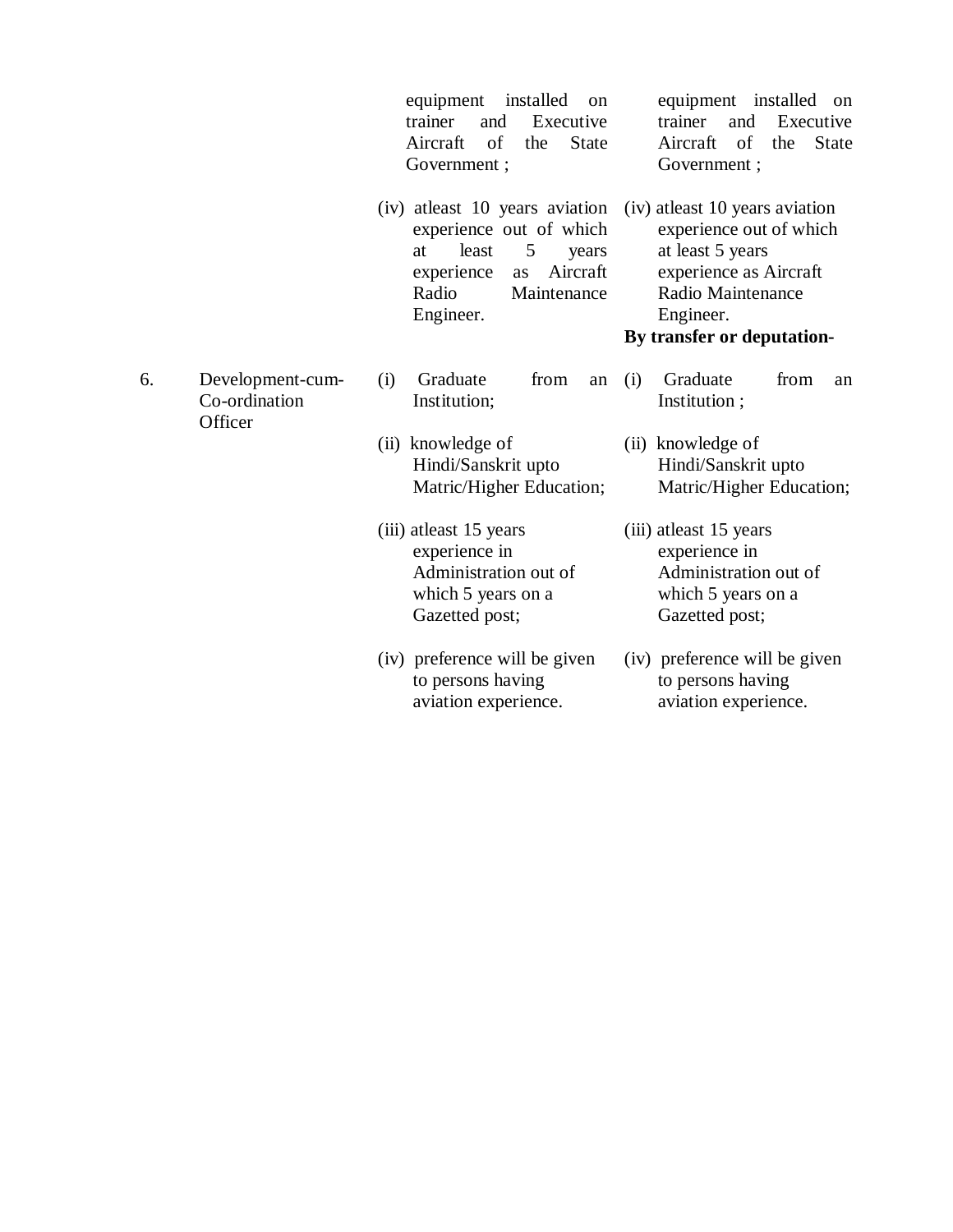| | | | |
|---|---|---|---|
| | | equipment installed on trainer and Executive Aircraft of the State Government ; | equipment installed on trainer and Executive Aircraft of the State Government ; |
| | | (iv) atleast 10 years aviation experience out of which at least 5 years experience as Aircraft Radio Maintenance Engineer. | (iv) atleast 10 years aviation experience out of which at least 5 years experience as Aircraft Radio Maintenance Engineer.<br>**By transfer or deputation-** |
| 6. | Development-cum-Co-ordination Officer | (i) Graduate from an Institution; | (i) Graduate from an Institution ; |
| | | (ii) knowledge of Hindi/Sanskrit upto Matric/Higher Education; | (ii) knowledge of Hindi/Sanskrit upto Matric/Higher Education; |
| | | (iii) atleast 15 years experience in Administration out of which 5 years on a Gazetted post; | (iii) atleast 15 years experience in Administration out of which 5 years on a Gazetted post; |
| | | (iv) preference will be given to persons having aviation experience. | (iv) preference will be given to persons having aviation experience. |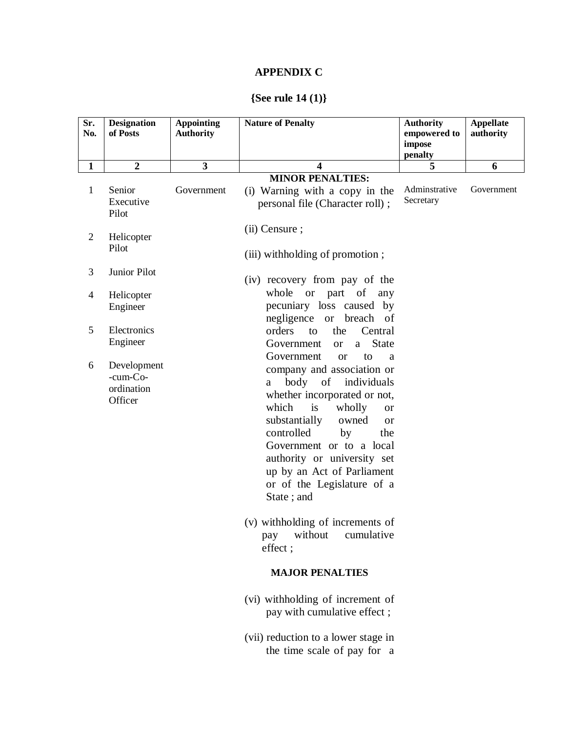**APPENDIX C**

**{See rule 14 (1)}**

| Sr. No. | Designation of Posts | Appointing Authority | Nature of Penalty | Authority empowered to impose penalty | Appellate authority |
|---|---|---|---|---|---|
| 1 | 2 | 3 | 4 | 5 | 6 |
| | | | **MINOR PENALTIES:** | | |
| 1 | Senior Executive Pilot | Government | (i) Warning with a copy in the personal file (Character roll) ; | Adminstrative Secretary | Government |
| 2 | Helicopter Pilot | | (ii) Censure ; | | |
| 3 | Junior Pilot | | (iii) withholding of promotion ; | | |
| 4 | Helicopter Engineer | | (iv) recovery from pay of the whole or part of any pecuniary loss caused by negligence or breach of orders to the Central Government or a State Government or to a company and association or a body of individuals whether incorporated or not, which is wholly or substantially owned or controlled by the Government or to a local authority or university set up by an Act of Parliament or of the Legislature of a State ; and | | |
| 5 | Electronics Engineer | | (v) withholding of increments of pay without cumulative effect ; | | |
| 6 | Development-cum-Co-ordination Officer | | **MAJOR PENALTIES** | | |
| | | | (vi) withholding of increment of pay with cumulative effect ; | | |
| | | | (vii) reduction to a lower stage in the time scale of pay for a | | |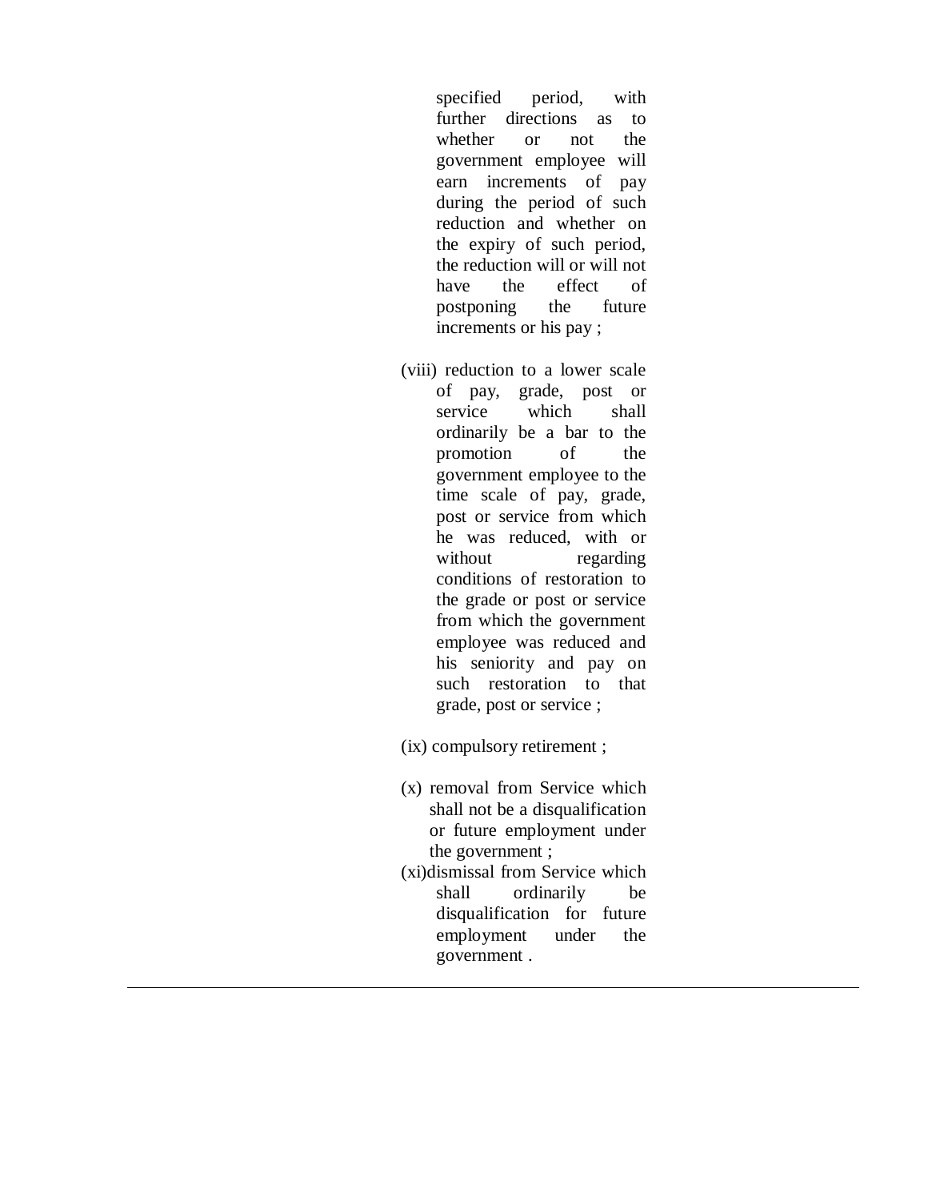specified period, with further directions as to whether or not the government employee will earn increments of pay during the period of such reduction and whether on the expiry of such period, the reduction will or will not have the effect of postponing the future increments or his pay ;

(viii) reduction to a lower scale of pay, grade, post or service which shall ordinarily be a bar to the promotion of the government employee to the time scale of pay, grade, post or service from which he was reduced, with or without regarding conditions of restoration to the grade or post or service from which the government employee was reduced and his seniority and pay on such restoration to that grade, post or service ;

(ix) compulsory retirement ;

(x) removal from Service which shall not be a disqualification or future employment under the government ;

(xi)dismissal from Service which shall ordinarily be disqualification for future employment under the government .

---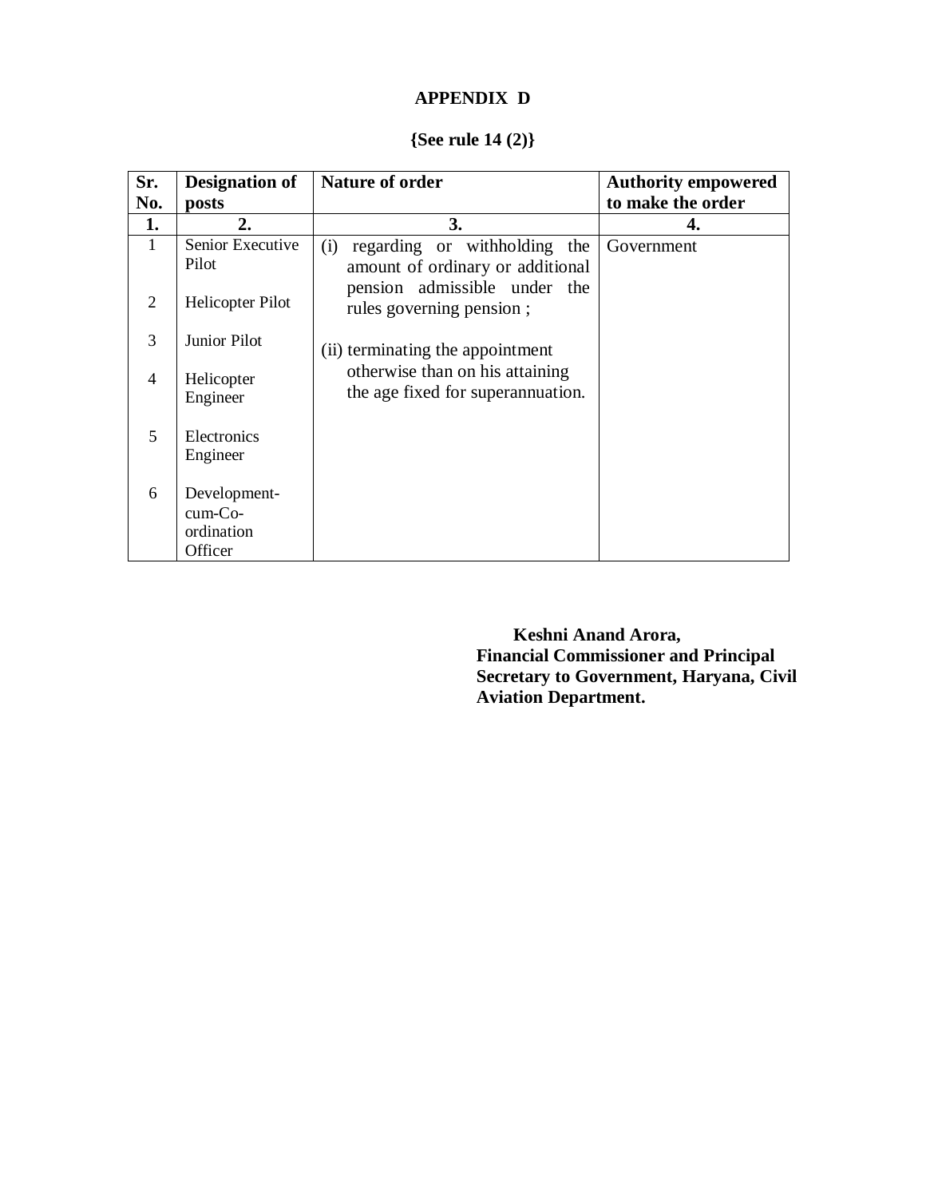## APPENDIX D

**{See rule 14 (2)}**

| Sr. No. | Designation of posts | Nature of order | Authority empowered to make the order |
|---|---|---|---|
| **1.** | **2.** | **3.** | **4.** |
| 1 | Senior Executive Pilot | (i) regarding or withholding the amount of ordinary or additional pension admissible under the rules governing pension ;<br><br>(ii) terminating the appointment otherwise than on his attaining the age fixed for superannuation. | Government |
| 2 | Helicopter Pilot | | |
| 3 | Junior Pilot | | |
| 4 | Helicopter Engineer | | |
| 5 | Electronics Engineer | | |
| 6 | Development-cum-Co-ordination Officer | | |

**Keshni Anand Arora,**
**Financial Commissioner and Principal Secretary to Government, Haryana, Civil Aviation Department.**